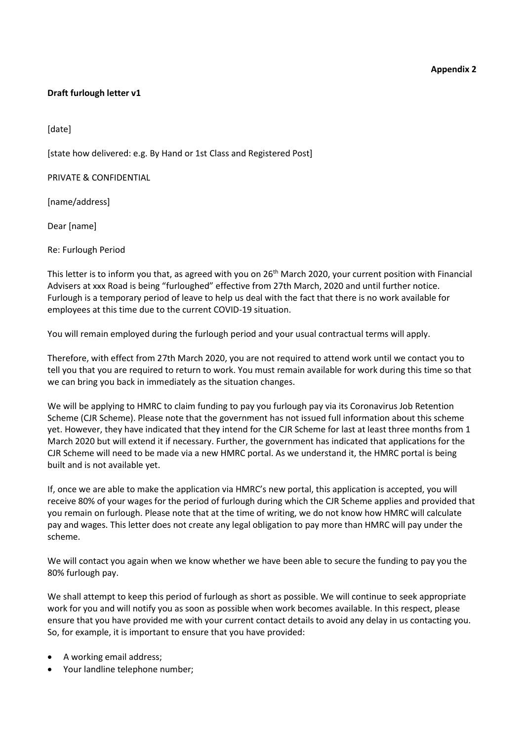**Appendix 2**

**Draft furlough letter v1**

[date]

[state how delivered: e.g. By Hand or 1st Class and Registered Post]

PRIVATE & CONFIDENTIAL

[name/address]

Dear [name]

Re: Furlough Period

This letter is to inform you that, as agreed with you on 26th March 2020, your current position with Financial Advisers at xxx Road is being "furloughed" effective from 27th March, 2020 and until further notice. Furlough is a temporary period of leave to help us deal with the fact that there is no work available for employees at this time due to the current COVID-19 situation.

You will remain employed during the furlough period and your usual contractual terms will apply.

Therefore, with effect from 27th March 2020, you are not required to attend work until we contact you to tell you that you are required to return to work. You must remain available for work during this time so that we can bring you back in immediately as the situation changes.

We will be applying to HMRC to claim funding to pay you furlough pay via its Coronavirus Job Retention Scheme (CJR Scheme). Please note that the government has not issued full information about this scheme yet. However, they have indicated that they intend for the CJR Scheme for last at least three months from 1 March 2020 but will extend it if necessary. Further, the government has indicated that applications for the CJR Scheme will need to be made via a new HMRC portal. As we understand it, the HMRC portal is being built and is not available yet.

If, once we are able to make the application via HMRC's new portal, this application is accepted, you will receive 80% of your wages for the period of furlough during which the CJR Scheme applies and provided that you remain on furlough. Please note that at the time of writing, we do not know how HMRC will calculate pay and wages. This letter does not create any legal obligation to pay more than HMRC will pay under the scheme.

We will contact you again when we know whether we have been able to secure the funding to pay you the 80% furlough pay.

We shall attempt to keep this period of furlough as short as possible. We will continue to seek appropriate work for you and will notify you as soon as possible when work becomes available. In this respect, please ensure that you have provided me with your current contact details to avoid any delay in us contacting you. So, for example, it is important to ensure that you have provided:

- A working email address;
- Your landline telephone number;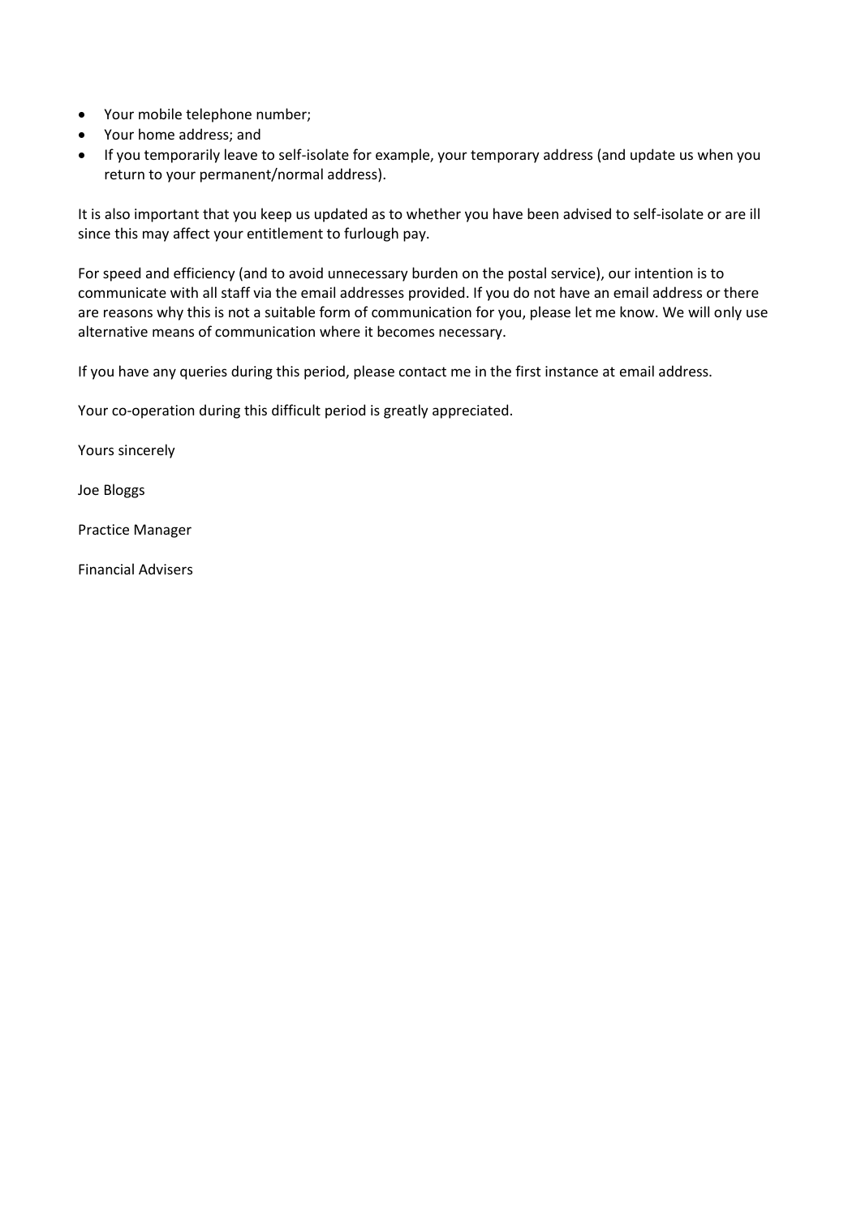- Your mobile telephone number;
- Your home address; and
- If you temporarily leave to self-isolate for example, your temporary address (and update us when you return to your permanent/normal address).

It is also important that you keep us updated as to whether you have been advised to self-isolate or are ill since this may affect your entitlement to furlough pay.

For speed and efficiency (and to avoid unnecessary burden on the postal service), our intention is to communicate with all staff via the email addresses provided. If you do not have an email address or there are reasons why this is not a suitable form of communication for you, please let me know. We will only use alternative means of communication where it becomes necessary.

If you have any queries during this period, please contact me in the first instance at email address.

Your co-operation during this difficult period is greatly appreciated.

Yours sincerely

Joe Bloggs

Practice Manager

Financial Advisers